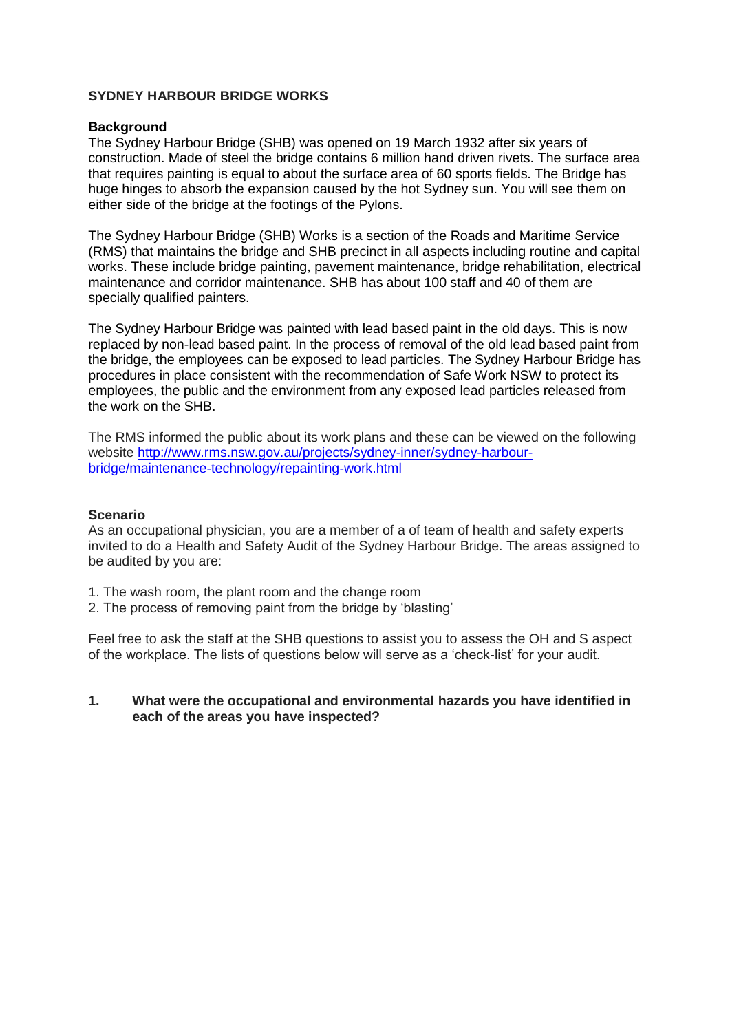**SYDNEY HARBOUR BRIDGE WORKS**

**Background**

The Sydney Harbour Bridge (SHB) was opened on 19 March 1932 after six years of construction. Made of steel the bridge contains 6 million hand driven rivets. The surface area that requires painting is equal to about the surface area of 60 sports fields. The Bridge has huge hinges to absorb the expansion caused by the hot Sydney sun. You will see them on either side of the bridge at the footings of the Pylons.

The Sydney Harbour Bridge (SHB) Works is a section of the Roads and Maritime Service (RMS) that maintains the bridge and SHB precinct in all aspects including routine and capital works. These include bridge painting, pavement maintenance, bridge rehabilitation, electrical maintenance and corridor maintenance. SHB has about 100 staff and 40 of them are specially qualified painters.

The Sydney Harbour Bridge was painted with lead based paint in the old days. This is now replaced by non-lead based paint. In the process of removal of the old lead based paint from the bridge, the employees can be exposed to lead particles. The Sydney Harbour Bridge has procedures in place consistent with the recommendation of Safe Work NSW to protect its employees, the public and the environment from any exposed lead particles released from the work on the SHB.

The RMS informed the public about its work plans and these can be viewed on the following website [http://www.rms.nsw.gov.au/projects/sydney-inner/sydney-harbour-bridge/maintenance-technology/repainting-work.html](http://www.rms.nsw.gov.au/projects/sydney-inner/sydney-harbour-bridge/maintenance-technology/repainting-work.html)

**Scenario**

As an occupational physician, you are a member of a of team of health and safety experts invited to do a Health and Safety Audit of the Sydney Harbour Bridge. The areas assigned to be audited by you are:

1. The wash room, the plant room and the change room
2. The process of removing paint from the bridge by 'blasting'

Feel free to ask the staff at the SHB questions to assist you to assess the OH and S aspect of the workplace. The lists of questions below will serve as a 'check-list' for your audit.

1. **What were the occupational and environmental hazards you have identified in each of the areas you have inspected?**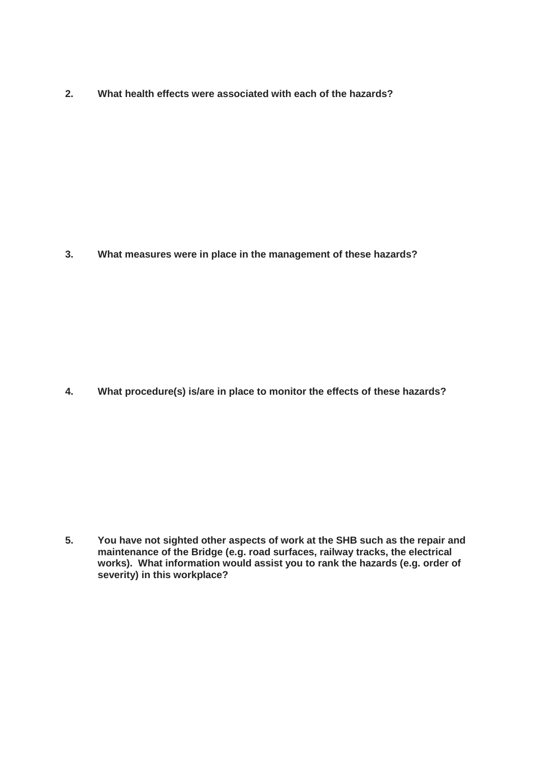**2. What health effects were associated with each of the hazards?**

**3. What measures were in place in the management of these hazards?**

**4. What procedure(s) is/are in place to monitor the effects of these hazards?**

**5. You have not sighted other aspects of work at the SHB such as the repair and maintenance of the Bridge (e.g. road surfaces, railway tracks, the electrical works). What information would assist you to rank the hazards (e.g. order of severity) in this workplace?**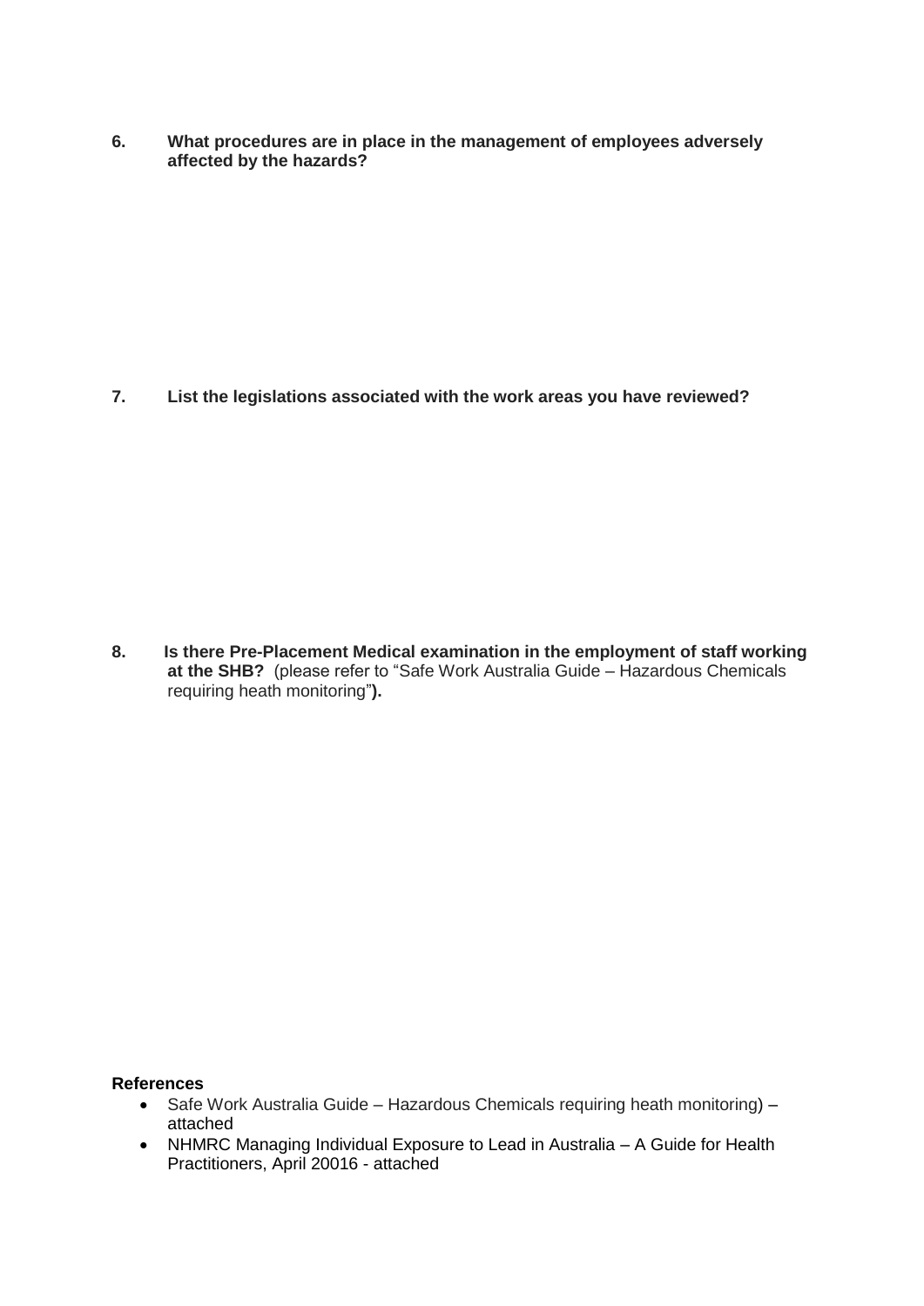**6. What procedures are in place in the management of employees adversely affected by the hazards?**

**7. List the legislations associated with the work areas you have reviewed?**

**8. Is there Pre-Placement Medical examination in the employment of staff working at the SHB?** (please refer to "Safe Work Australia Guide – Hazardous Chemicals requiring heath monitoring"**).**

**References**

- Safe Work Australia Guide – Hazardous Chemicals requiring heath monitoring) – attached
- NHMRC Managing Individual Exposure to Lead in Australia – A Guide for Health Practitioners, April 20016 - attached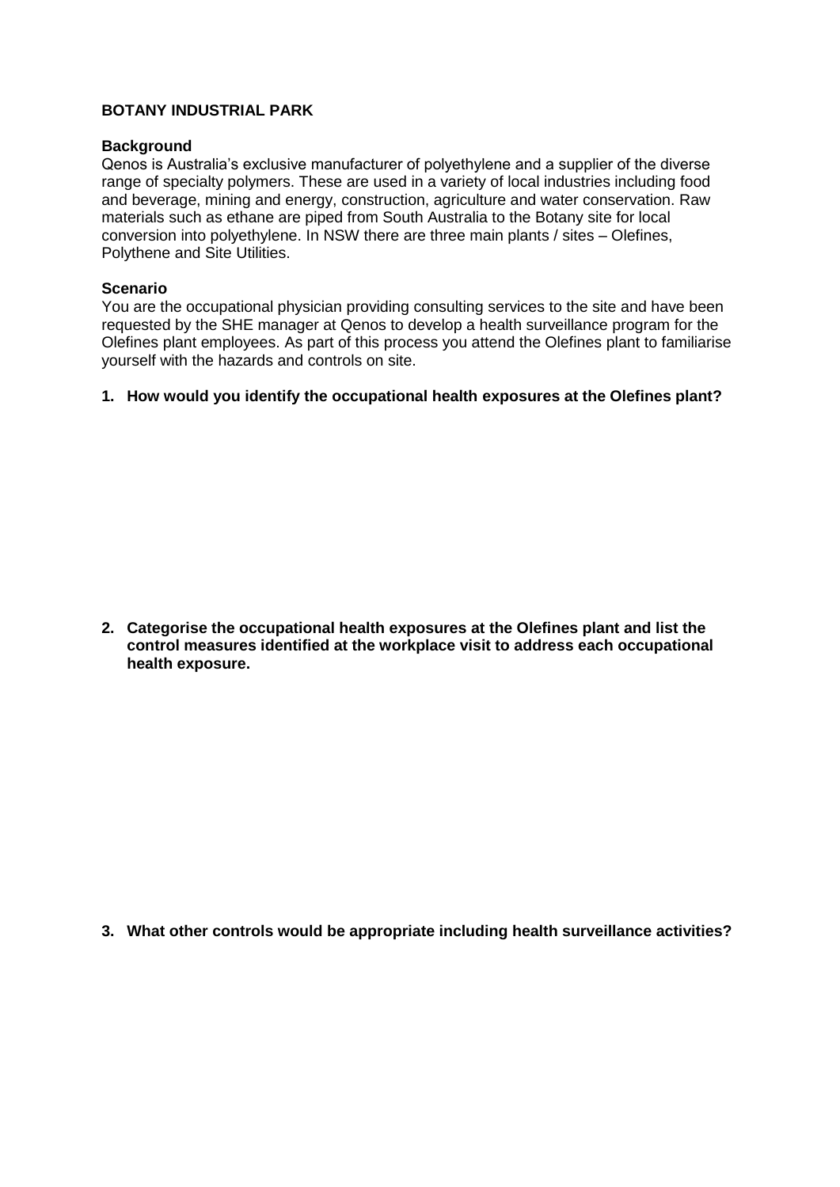**BOTANY INDUSTRIAL PARK**

**Background**

Qenos is Australia's exclusive manufacturer of polyethylene and a supplier of the diverse range of specialty polymers. These are used in a variety of local industries including food and beverage, mining and energy, construction, agriculture and water conservation. Raw materials such as ethane are piped from South Australia to the Botany site for local conversion into polyethylene. In NSW there are three main plants / sites – Olefines, Polythene and Site Utilities.

**Scenario**

You are the occupational physician providing consulting services to the site and have been requested by the SHE manager at Qenos to develop a health surveillance program for the Olefines plant employees. As part of this process you attend the Olefines plant to familiarise yourself with the hazards and controls on site.

1. **How would you identify the occupational health exposures at the Olefines plant?**

2. **Categorise the occupational health exposures at the Olefines plant and list the control measures identified at the workplace visit to address each occupational health exposure.**

3. **What other controls would be appropriate including health surveillance activities?**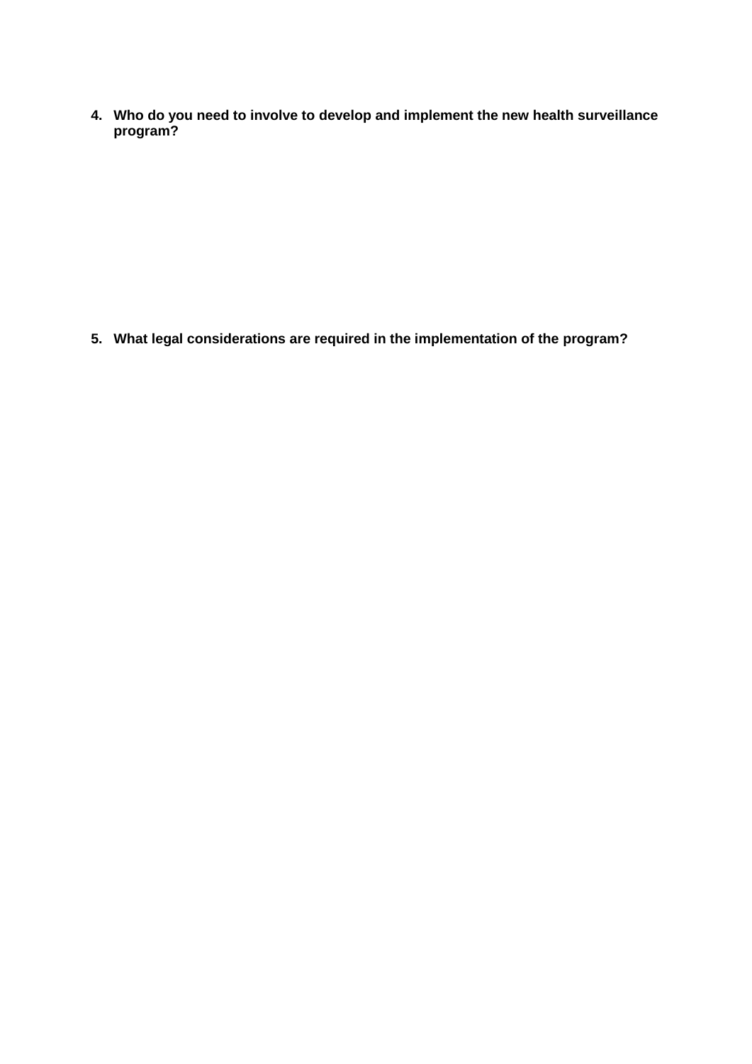4. **Who do you need to involve to develop and implement the new health surveillance program?**

5. **What legal considerations are required in the implementation of the program?**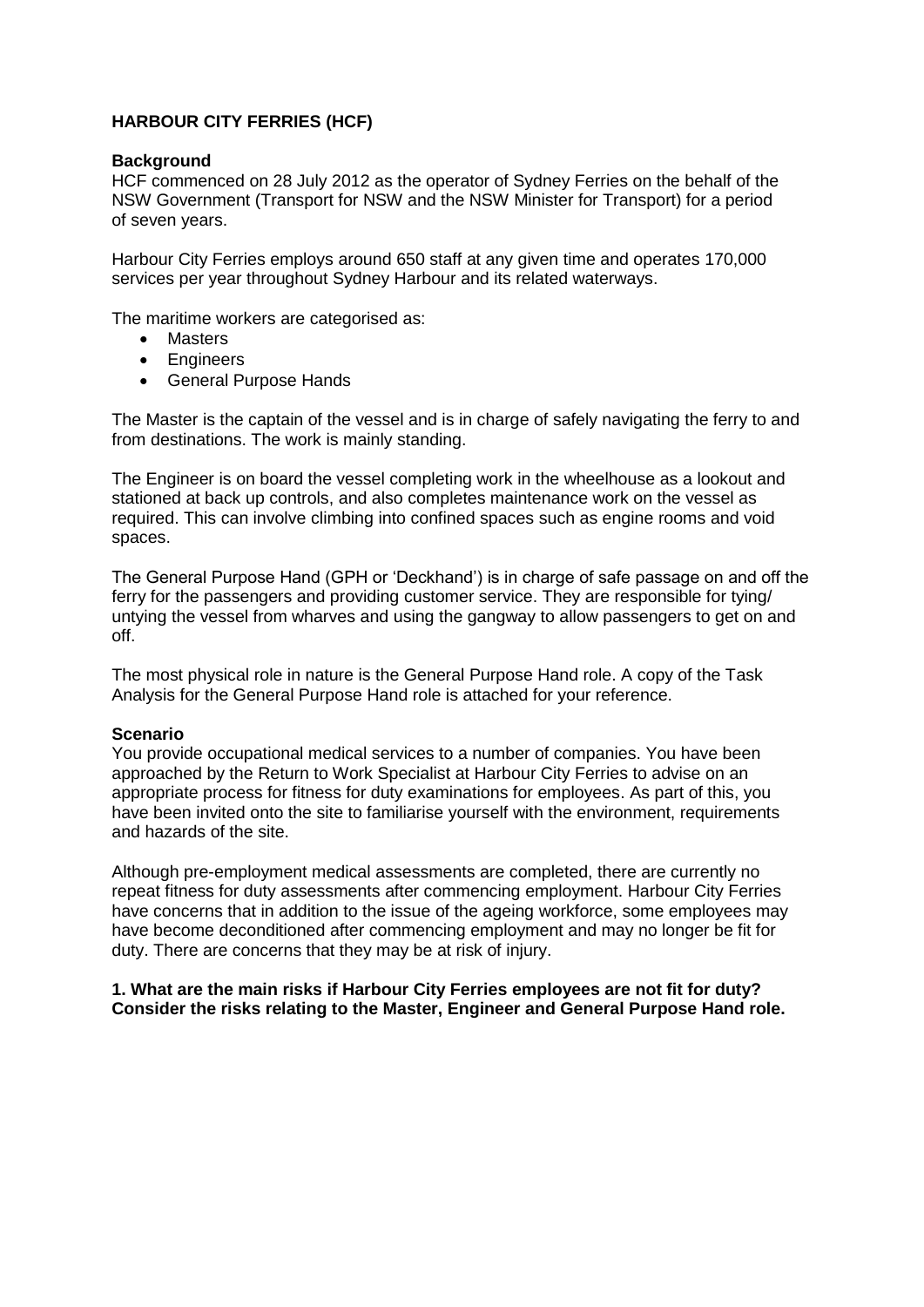**HARBOUR CITY FERRIES (HCF)**

**Background**

HCF commenced on 28 July 2012 as the operator of Sydney Ferries on the behalf of the NSW Government (Transport for NSW and the NSW Minister for Transport) for a period of seven years.

Harbour City Ferries employs around 650 staff at any given time and operates 170,000 services per year throughout Sydney Harbour and its related waterways.

The maritime workers are categorised as:

- Masters
- Engineers
- General Purpose Hands

The Master is the captain of the vessel and is in charge of safely navigating the ferry to and from destinations. The work is mainly standing.

The Engineer is on board the vessel completing work in the wheelhouse as a lookout and stationed at back up controls, and also completes maintenance work on the vessel as required. This can involve climbing into confined spaces such as engine rooms and void spaces.

The General Purpose Hand (GPH or 'Deckhand') is in charge of safe passage on and off the ferry for the passengers and providing customer service. They are responsible for tying/ untying the vessel from wharves and using the gangway to allow passengers to get on and off.

The most physical role in nature is the General Purpose Hand role. A copy of the Task Analysis for the General Purpose Hand role is attached for your reference.

**Scenario**

You provide occupational medical services to a number of companies. You have been approached by the Return to Work Specialist at Harbour City Ferries to advise on an appropriate process for fitness for duty examinations for employees. As part of this, you have been invited onto the site to familiarise yourself with the environment, requirements and hazards of the site.

Although pre-employment medical assessments are completed, there are currently no repeat fitness for duty assessments after commencing employment. Harbour City Ferries have concerns that in addition to the issue of the ageing workforce, some employees may have become deconditioned after commencing employment and may no longer be fit for duty. There are concerns that they may be at risk of injury.

**1. What are the main risks if Harbour City Ferries employees are not fit for duty? Consider the risks relating to the Master, Engineer and General Purpose Hand role.**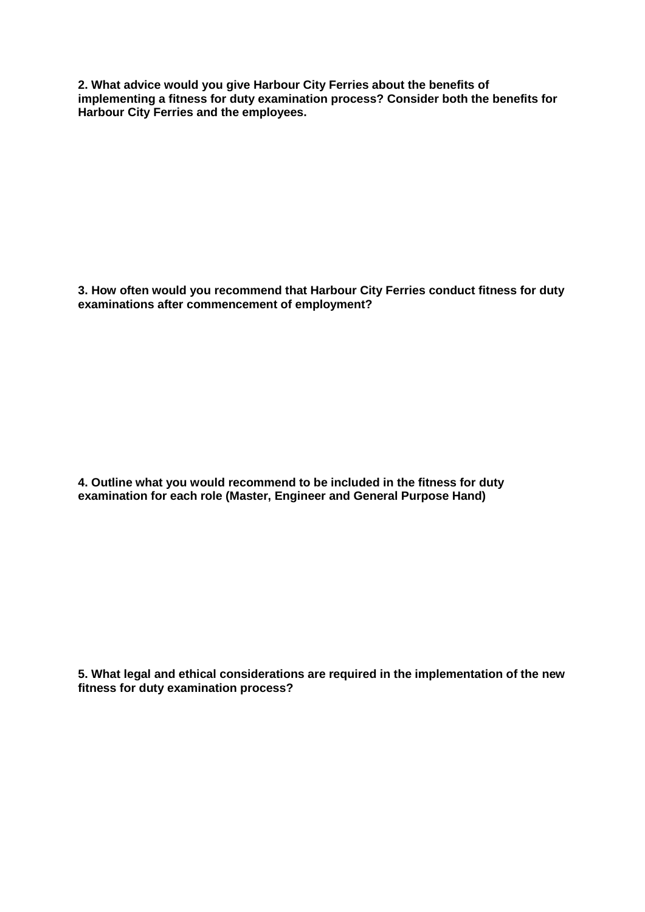**2. What advice would you give Harbour City Ferries about the benefits of implementing a fitness for duty examination process? Consider both the benefits for Harbour City Ferries and the employees.**

**3. How often would you recommend that Harbour City Ferries conduct fitness for duty examinations after commencement of employment?**

**4. Outline what you would recommend to be included in the fitness for duty examination for each role (Master, Engineer and General Purpose Hand)**

**5. What legal and ethical considerations are required in the implementation of the new fitness for duty examination process?**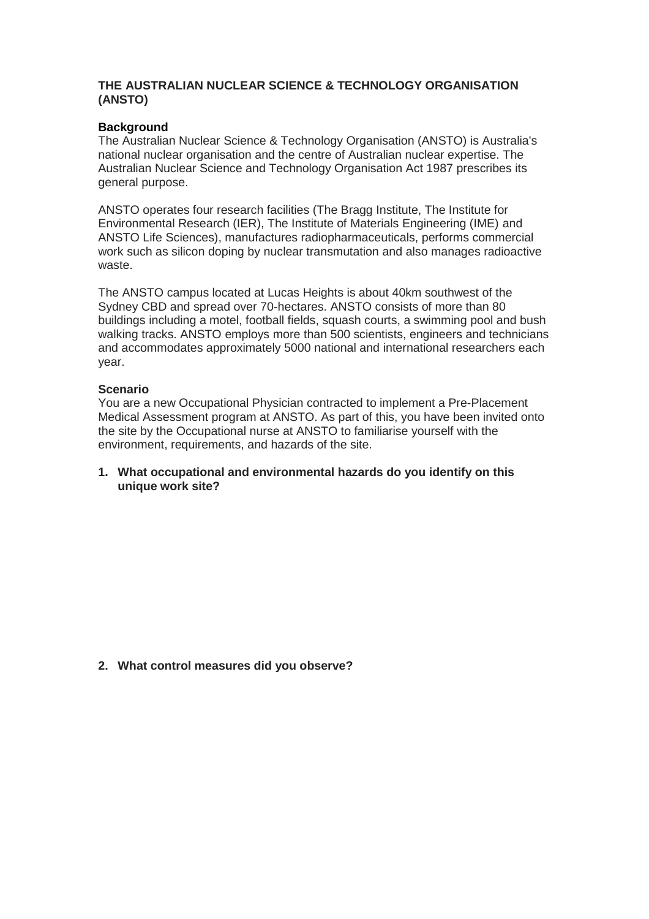**THE AUSTRALIAN NUCLEAR SCIENCE & TECHNOLOGY ORGANISATION (ANSTO)**

**Background**

The Australian Nuclear Science & Technology Organisation (ANSTO) is Australia's national nuclear organisation and the centre of Australian nuclear expertise. The Australian Nuclear Science and Technology Organisation Act 1987 prescribes its general purpose.

ANSTO operates four research facilities (The Bragg Institute, The Institute for Environmental Research (IER), The Institute of Materials Engineering (IME) and ANSTO Life Sciences), manufactures radiopharmaceuticals, performs commercial work such as silicon doping by nuclear transmutation and also manages radioactive waste.

The ANSTO campus located at Lucas Heights is about 40km southwest of the Sydney CBD and spread over 70-hectares. ANSTO consists of more than 80 buildings including a motel, football fields, squash courts, a swimming pool and bush walking tracks. ANSTO employs more than 500 scientists, engineers and technicians and accommodates approximately 5000 national and international researchers each year.

**Scenario**

You are a new Occupational Physician contracted to implement a Pre-Placement Medical Assessment program at ANSTO. As part of this, you have been invited onto the site by the Occupational nurse at ANSTO to familiarise yourself with the environment, requirements, and hazards of the site.

1. **What occupational and environmental hazards do you identify on this unique work site?**

2. **What control measures did you observe?**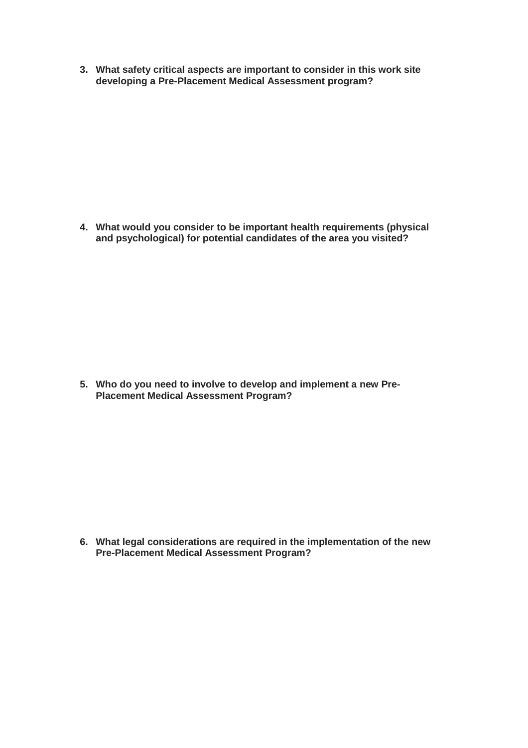3. **What safety critical aspects are important to consider in this work site developing a Pre-Placement Medical Assessment program?**

4. **What would you consider to be important health requirements (physical and psychological) for potential candidates of the area you visited?**

5. **Who do you need to involve to develop and implement a new Pre-Placement Medical Assessment Program?**

6. **What legal considerations are required in the implementation of the new Pre-Placement Medical Assessment Program?**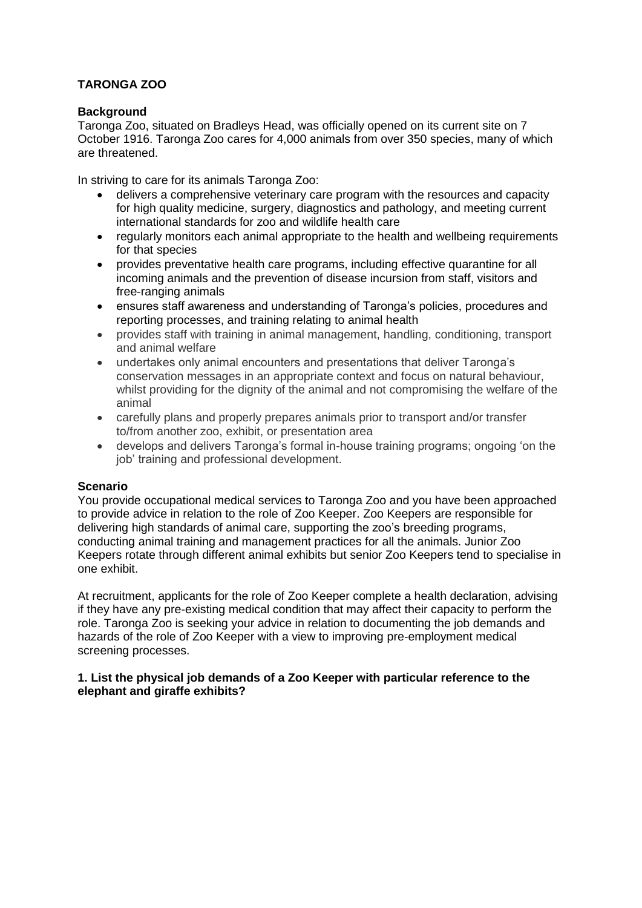**TARONGA ZOO**

**Background**
Taronga Zoo, situated on Bradleys Head, was officially opened on its current site on 7 October 1916. Taronga Zoo cares for 4,000 animals from over 350 species, many of which are threatened.

In striving to care for its animals Taronga Zoo:

- delivers a comprehensive veterinary care program with the resources and capacity for high quality medicine, surgery, diagnostics and pathology, and meeting current international standards for zoo and wildlife health care
- regularly monitors each animal appropriate to the health and wellbeing requirements for that species
- provides preventative health care programs, including effective quarantine for all incoming animals and the prevention of disease incursion from staff, visitors and free-ranging animals
- ensures staff awareness and understanding of Taronga's policies, procedures and reporting processes, and training relating to animal health
- provides staff with training in animal management, handling, conditioning, transport and animal welfare
- undertakes only animal encounters and presentations that deliver Taronga's conservation messages in an appropriate context and focus on natural behaviour, whilst providing for the dignity of the animal and not compromising the welfare of the animal
- carefully plans and properly prepares animals prior to transport and/or transfer to/from another zoo, exhibit, or presentation area
- develops and delivers Taronga's formal in-house training programs; ongoing 'on the job' training and professional development.

**Scenario**
You provide occupational medical services to Taronga Zoo and you have been approached to provide advice in relation to the role of Zoo Keeper. Zoo Keepers are responsible for delivering high standards of animal care, supporting the zoo's breeding programs, conducting animal training and management practices for all the animals. Junior Zoo Keepers rotate through different animal exhibits but senior Zoo Keepers tend to specialise in one exhibit.

At recruitment, applicants for the role of Zoo Keeper complete a health declaration, advising if they have any pre-existing medical condition that may affect their capacity to perform the role. Taronga Zoo is seeking your advice in relation to documenting the job demands and hazards of the role of Zoo Keeper with a view to improving pre-employment medical screening processes.

**1. List the physical job demands of a Zoo Keeper with particular reference to the elephant and giraffe exhibits?**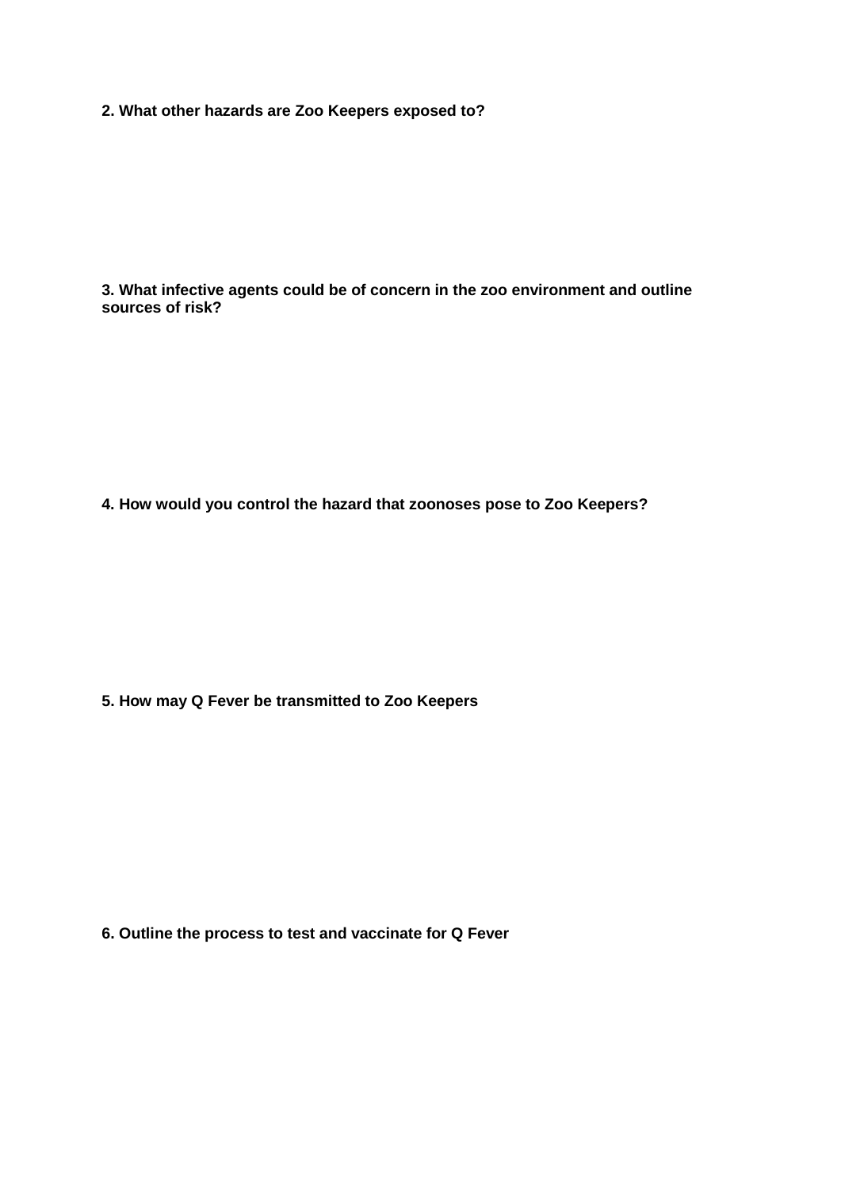**2. What other hazards are Zoo Keepers exposed to?**

**3. What infective agents could be of concern in the zoo environment and outline sources of risk?**

**4. How would you control the hazard that zoonoses pose to Zoo Keepers?**

**5. How may Q Fever be transmitted to Zoo Keepers**

**6. Outline the process to test and vaccinate for Q Fever**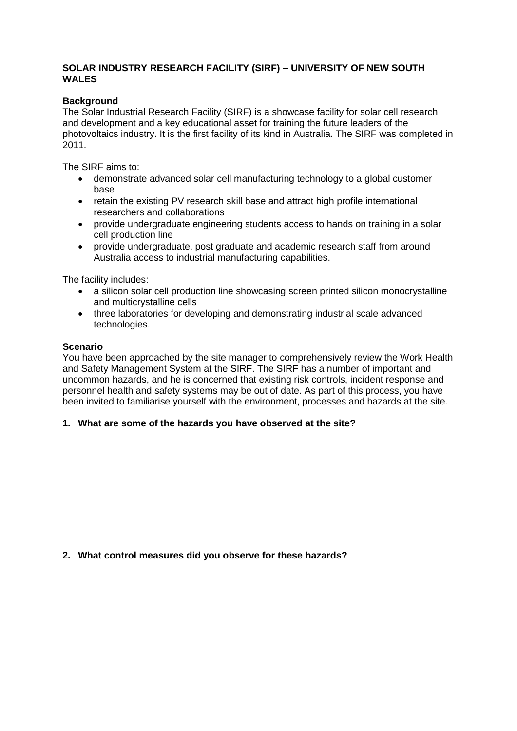**SOLAR INDUSTRY RESEARCH FACILITY (SIRF) – UNIVERSITY OF NEW SOUTH WALES**

**Background**

The Solar Industrial Research Facility (SIRF) is a showcase facility for solar cell research and development and a key educational asset for training the future leaders of the photovoltaics industry. It is the first facility of its kind in Australia. The SIRF was completed in 2011.

The SIRF aims to:

- demonstrate advanced solar cell manufacturing technology to a global customer base
- retain the existing PV research skill base and attract high profile international researchers and collaborations
- provide undergraduate engineering students access to hands on training in a solar cell production line
- provide undergraduate, post graduate and academic research staff from around Australia access to industrial manufacturing capabilities.

The facility includes:

- a silicon solar cell production line showcasing screen printed silicon monocrystalline and multicrystalline cells
- three laboratories for developing and demonstrating industrial scale advanced technologies.

**Scenario**

You have been approached by the site manager to comprehensively review the Work Health and Safety Management System at the SIRF. The SIRF has a number of important and uncommon hazards, and he is concerned that existing risk controls, incident response and personnel health and safety systems may be out of date. As part of this process, you have been invited to familiarise yourself with the environment, processes and hazards at the site.

**1. What are some of the hazards you have observed at the site?**

**2. What control measures did you observe for these hazards?**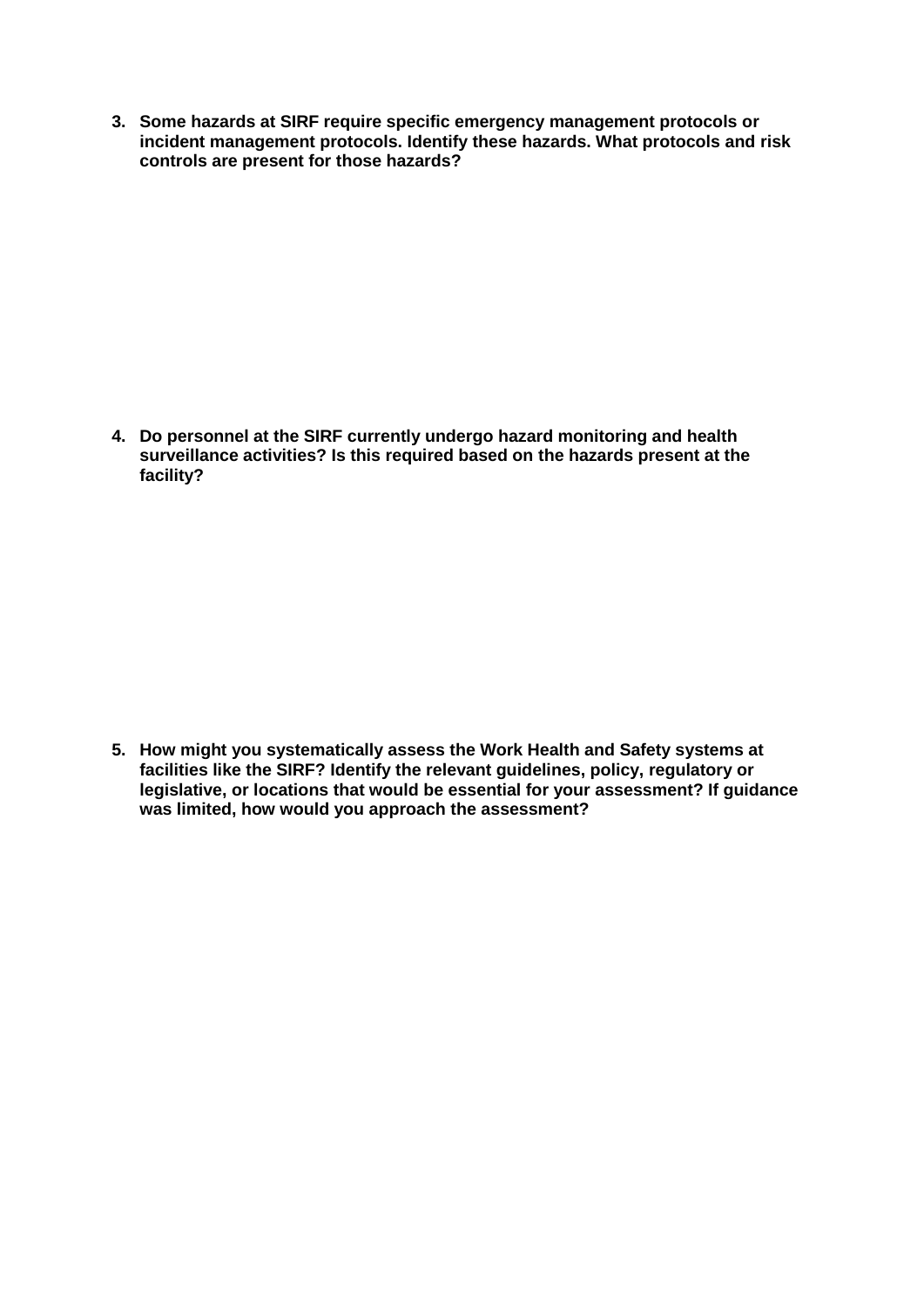3. **Some hazards at SIRF require specific emergency management protocols or incident management protocols. Identify these hazards. What protocols and risk controls are present for those hazards?**

4. **Do personnel at the SIRF currently undergo hazard monitoring and health surveillance activities? Is this required based on the hazards present at the facility?**

5. **How might you systematically assess the Work Health and Safety systems at facilities like the SIRF? Identify the relevant guidelines, policy, regulatory or legislative, or locations that would be essential for your assessment? If guidance was limited, how would you approach the assessment?**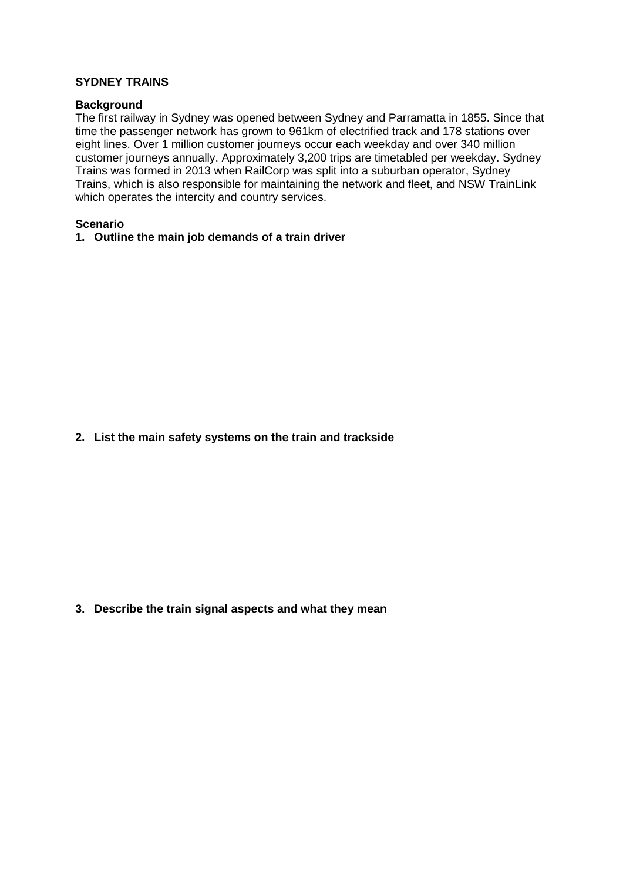**SYDNEY TRAINS**

**Background**

The first railway in Sydney was opened between Sydney and Parramatta in 1855. Since that time the passenger network has grown to 961km of electrified track and 178 stations over eight lines. Over 1 million customer journeys occur each weekday and over 340 million customer journeys annually. Approximately 3,200 trips are timetabled per weekday. Sydney Trains was formed in 2013 when RailCorp was split into a suburban operator, Sydney Trains, which is also responsible for maintaining the network and fleet, and NSW TrainLink which operates the intercity and country services.

**Scenario**

1. **Outline the main job demands of a train driver**

2. **List the main safety systems on the train and trackside**

3. **Describe the train signal aspects and what they mean**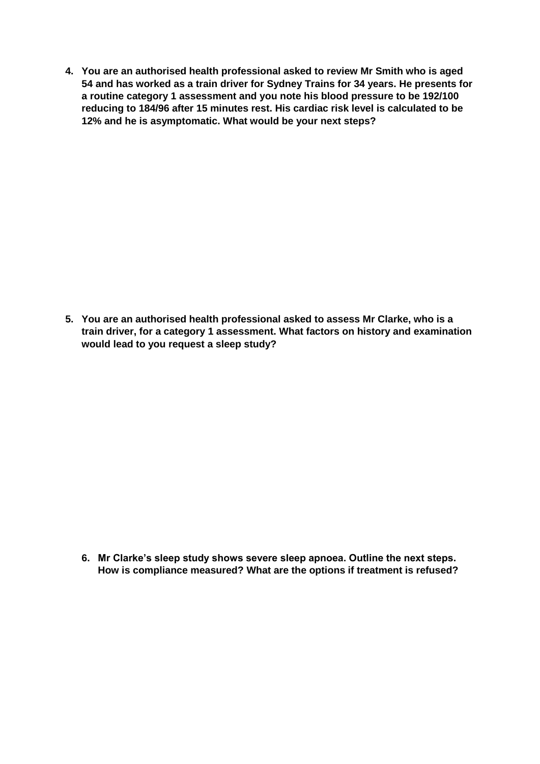4. **You are an authorised health professional asked to review Mr Smith who is aged 54 and has worked as a train driver for Sydney Trains for 34 years. He presents for a routine category 1 assessment and you note his blood pressure to be 192/100 reducing to 184/96 after 15 minutes rest. His cardiac risk level is calculated to be 12% and he is asymptomatic. What would be your next steps?**

5. **You are an authorised health professional asked to assess Mr Clarke, who is a train driver, for a category 1 assessment. What factors on history and examination would lead to you request a sleep study?**

6. **Mr Clarke's sleep study shows severe sleep apnoea. Outline the next steps. How is compliance measured? What are the options if treatment is refused?**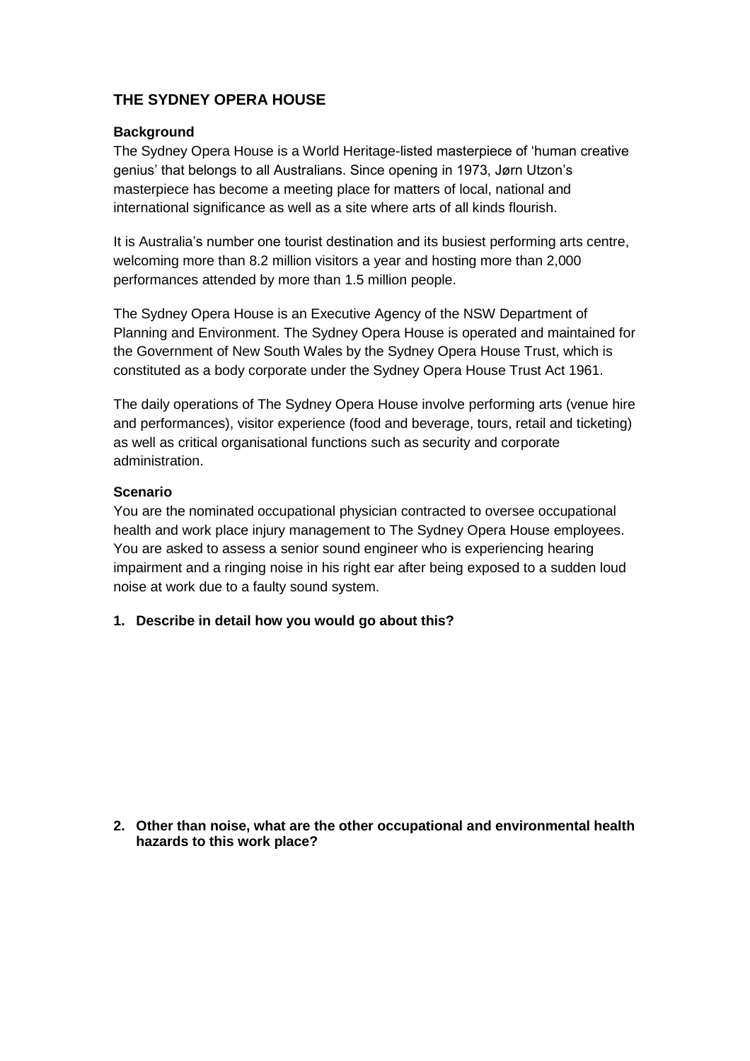## THE SYDNEY OPERA HOUSE

**Background**

The Sydney Opera House is a World Heritage-listed masterpiece of 'human creative genius' that belongs to all Australians. Since opening in 1973, Jørn Utzon's masterpiece has become a meeting place for matters of local, national and international significance as well as a site where arts of all kinds flourish.

It is Australia's number one tourist destination and its busiest performing arts centre, welcoming more than 8.2 million visitors a year and hosting more than 2,000 performances attended by more than 1.5 million people.

The Sydney Opera House is an Executive Agency of the NSW Department of Planning and Environment. The Sydney Opera House is operated and maintained for the Government of New South Wales by the Sydney Opera House Trust, which is constituted as a body corporate under the Sydney Opera House Trust Act 1961.

The daily operations of The Sydney Opera House involve performing arts (venue hire and performances), visitor experience (food and beverage, tours, retail and ticketing) as well as critical organisational functions such as security and corporate administration.

**Scenario**

You are the nominated occupational physician contracted to oversee occupational health and work place injury management to The Sydney Opera House employees. You are asked to assess a senior sound engineer who is experiencing hearing impairment and a ringing noise in his right ear after being exposed to a sudden loud noise at work due to a faulty sound system.

1. **Describe in detail how you would go about this?**

2. **Other than noise, what are the other occupational and environmental health hazards to this work place?**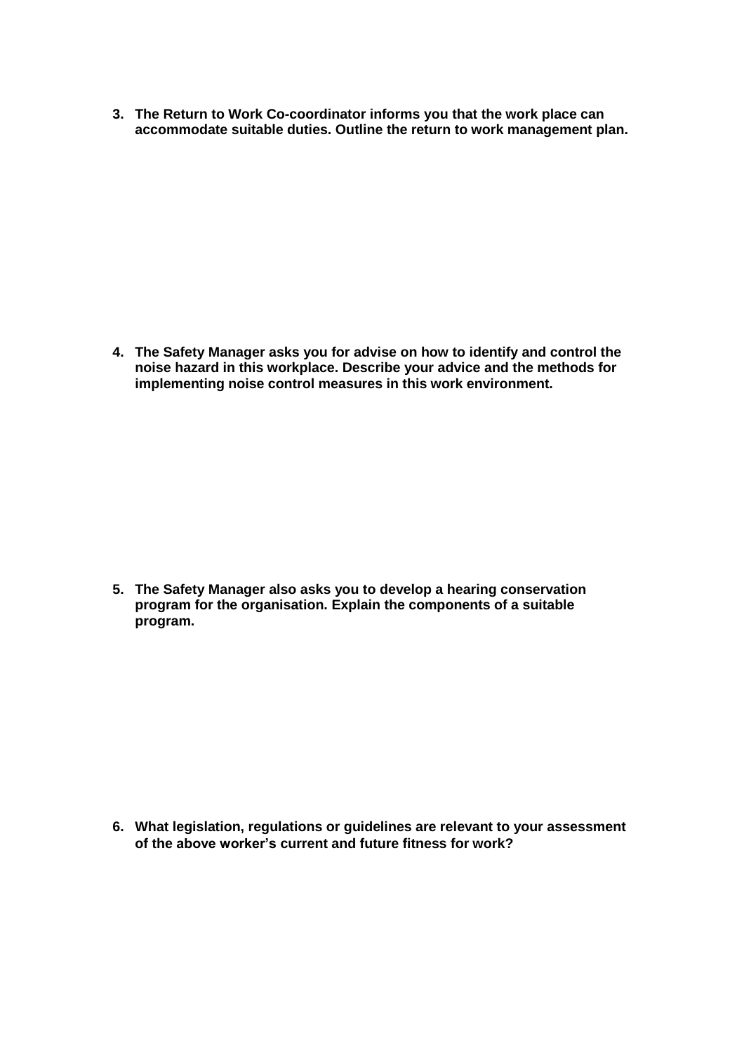3. **The Return to Work Co-coordinator informs you that the work place can accommodate suitable duties. Outline the return to work management plan.**

4. **The Safety Manager asks you for advise on how to identify and control the noise hazard in this workplace. Describe your advice and the methods for implementing noise control measures in this work environment.**

5. **The Safety Manager also asks you to develop a hearing conservation program for the organisation. Explain the components of a suitable program.**

6. **What legislation, regulations or guidelines are relevant to your assessment of the above worker's current and future fitness for work?**